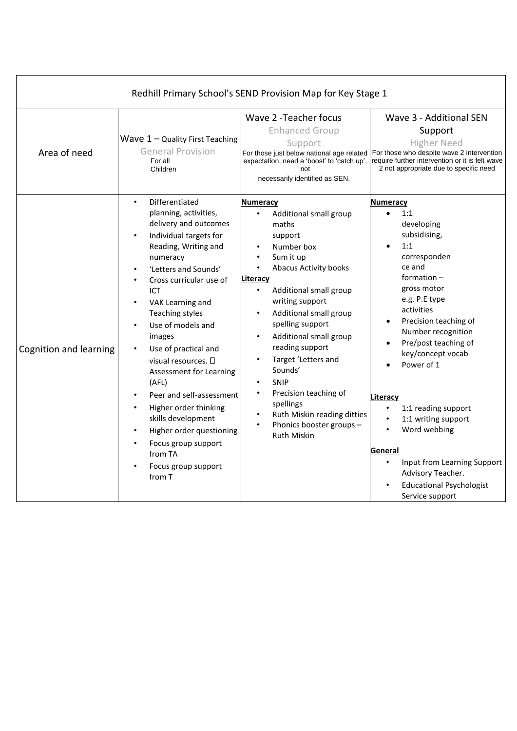| Redhill Primary School's SEND Provision Map for Key Stage 1 | | | |
|---|---|---|---|
| Area of need | Wave 1 – Quality First Teaching<br>General Provision<br>For all Children | Wave 2 -Teacher focus<br>Enhanced Group Support<br>For those just below national age related expectation, need a 'boost' to 'catch up', not necessarily identified as SEN. | Wave 3 - Additional SEN Support<br>Higher Need<br>For those who despite wave 2 intervention require further intervention or it is felt wave 2 not appropriate due to specific need |
| Cognition and learning | • Differentiated planning, activities, delivery and outcomes<br>• Individual targets for Reading, Writing and numeracy<br>• 'Letters and Sounds'<br>• Cross curricular use of ICT<br>• VAK Learning and Teaching styles<br>• Use of models and images<br>• Use of practical and visual resources.  Assessment for Learning (AFL)<br>• Peer and self-assessment<br>• Higher order thinking skills development<br>• Higher order questioning<br>• Focus group support from TA<br>• Focus group support from T | **Numeracy**<br>• Additional small group maths support<br>• Number box<br>• Sum it up<br>• Abacus Activity books<br>**Literacy**<br>• Additional small group writing support<br>• Additional small group spelling support<br>• Additional small group reading support<br>• Target 'Letters and Sounds'<br>• SNIP<br>• Precision teaching of spellings<br>• Ruth Miskin reading ditties<br>• Phonics booster groups – Ruth Miskin | **Numeracy**<br>• 1:1 developing subsidising,<br>• 1:1 correspondence and formation – gross motor e.g. P.E type activities<br>• Precision teaching of Number recognition<br>• Pre/post teaching of key/concept vocab<br>• Power of 1<br>**Literacy**<br>• 1:1 reading support<br>• 1:1 writing support<br>• Word webbing<br>**General**<br>• Input from Learning Support Advisory Teacher.<br>• Educational Psychologist Service support |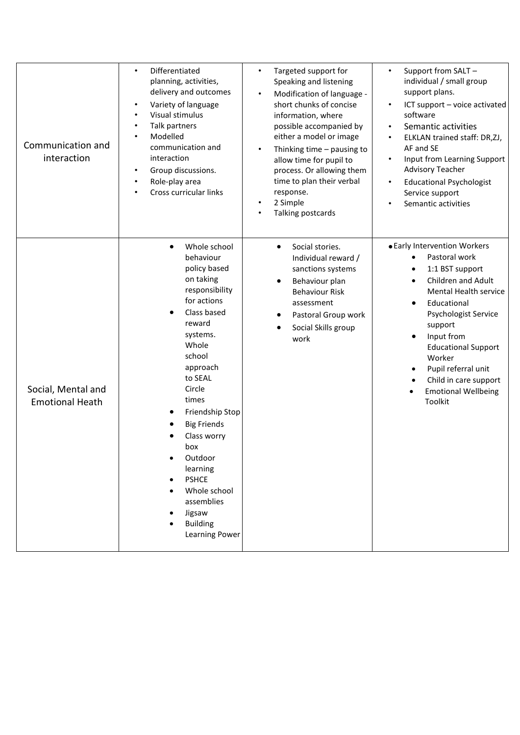| | | | |
|---|---|---|---|
| Communication and interaction | • Differentiated planning, activities, delivery and outcomes<br>• Variety of language<br>• Visual stimulus<br>• Talk partners<br>• Modelled communication and interaction<br>• Group discussions.<br>• Role-play area<br>• Cross curricular links | • Targeted support for Speaking and listening<br>• Modification of language - short chunks of concise information, where possible accompanied by either a model or image<br>• Thinking time – pausing to allow time for pupil to process. Or allowing them time to plan their verbal response.<br>• 2 Simple<br>• Talking postcards | • Support from SALT – individual / small group support plans.<br>• ICT support – voice activated software<br>• Semantic activities<br>• ELKLAN trained staff: DR,ZJ, AF and SE<br>• Input from Learning Support Advisory Teacher<br>• Educational Psychologist Service support<br>• Semantic activities |
| Social, Mental and Emotional Heath | • Whole school behaviour policy based on taking responsibility for actions<br>• Class based reward systems. Whole school approach to SEAL Circle times<br>• Friendship Stop<br>• Big Friends<br>• Class worry box<br>• Outdoor learning<br>• PSHCE<br>• Whole school assemblies<br>• Jigsaw<br>• Building Learning Power | • Social stories. Individual reward / sanctions systems<br>• Behaviour plan Behaviour Risk assessment<br>• Pastoral Group work<br>• Social Skills group work | • Early Intervention Workers<br>• Pastoral work<br>• 1:1 BST support<br>• Children and Adult Mental Health service<br>• Educational Psychologist Service support<br>• Input from Educational Support Worker<br>• Pupil referral unit<br>• Child in care support<br>• Emotional Wellbeing Toolkit |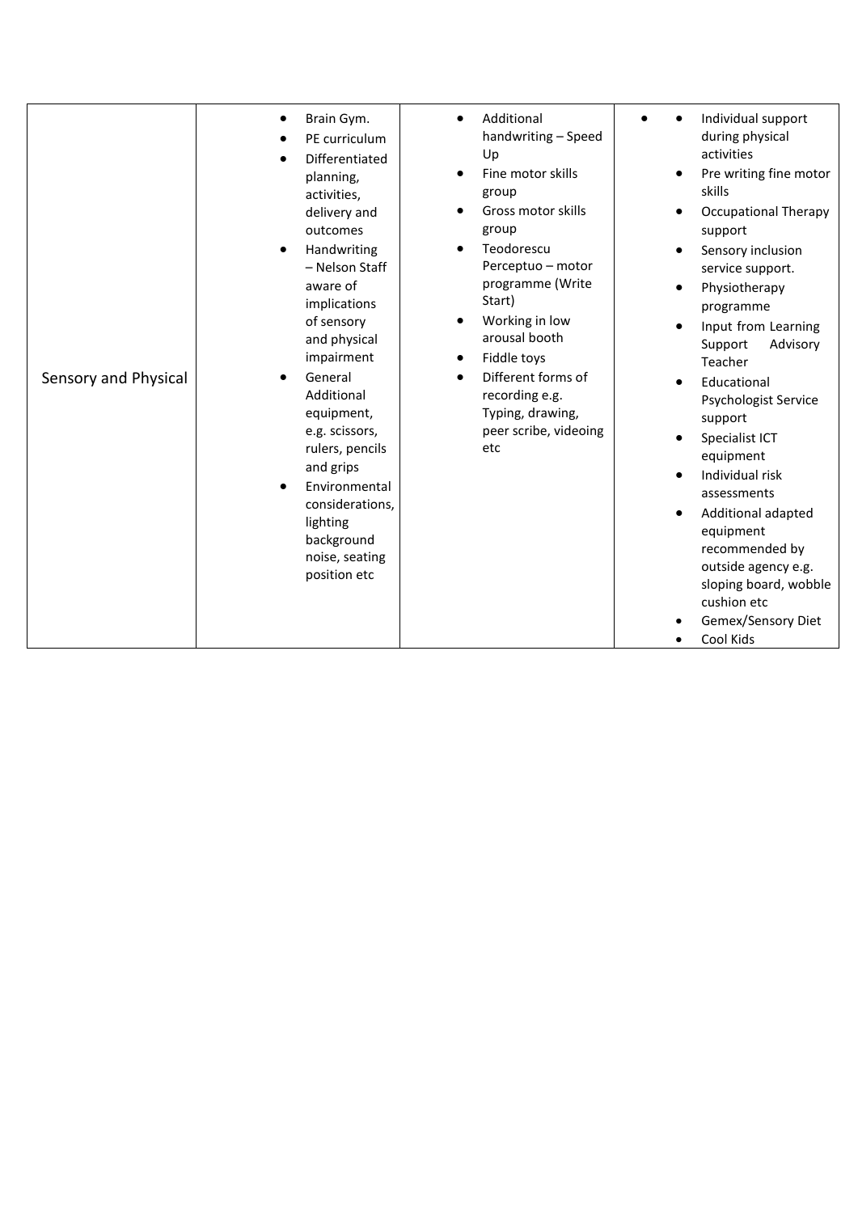| | | | |
|---|---|---|---|
| Sensory and Physical | • Brain Gym.<br>• PE curriculum<br>• Differentiated planning, activities, delivery and outcomes<br>• Handwriting – Nelson Staff aware of implications of sensory and physical impairment<br>• General Additional equipment, e.g. scissors, rulers, pencils and grips<br>• Environmental considerations, lighting background noise, seating position etc | • Additional handwriting – Speed Up<br>• Fine motor skills group<br>• Gross motor skills group<br>• Teodorescu Perceptuo – motor programme (Write Start)<br>• Working in low arousal booth<br>• Fiddle toys<br>• Different forms of recording e.g. Typing, drawing, peer scribe, videoing etc | • Individual support during physical activities<br>• Pre writing fine motor skills<br>• Occupational Therapy support<br>• Sensory inclusion service support.<br>• Physiotherapy programme<br>• Input from Learning Support Advisory Teacher<br>• Educational Psychologist Service support<br>• Specialist ICT equipment<br>• Individual risk assessments<br>• Additional adapted equipment recommended by outside agency e.g. sloping board, wobble cushion etc<br>• Gemex/Sensory Diet<br>• Cool Kids |